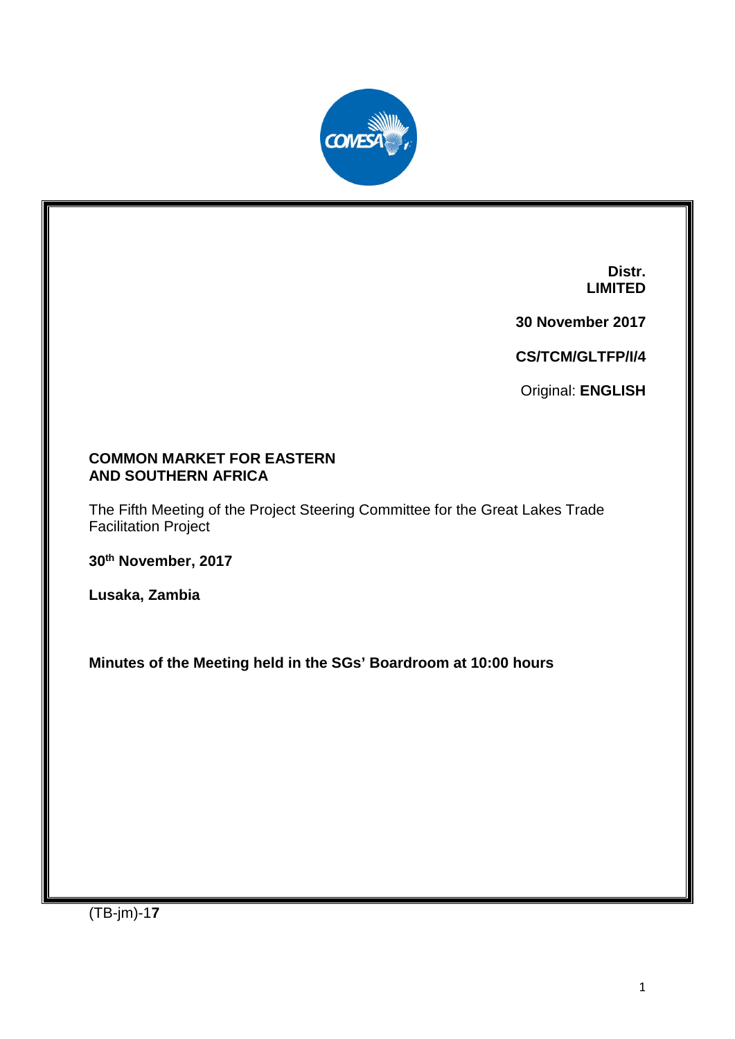**Distr.**
**LIMITED**

**30 November 2017**

**CS/TCM/GLTFP/I/4**

Original: **ENGLISH**

**COMMON MARKET FOR EASTERN AND SOUTHERN AFRICA**

The Fifth Meeting of the Project Steering Committee for the Great Lakes Trade Facilitation Project

**30th November, 2017**

**Lusaka, Zambia**

**Minutes of the Meeting held in the SGs' Boardroom at 10:00 hours**

(TB-jm)-1**7**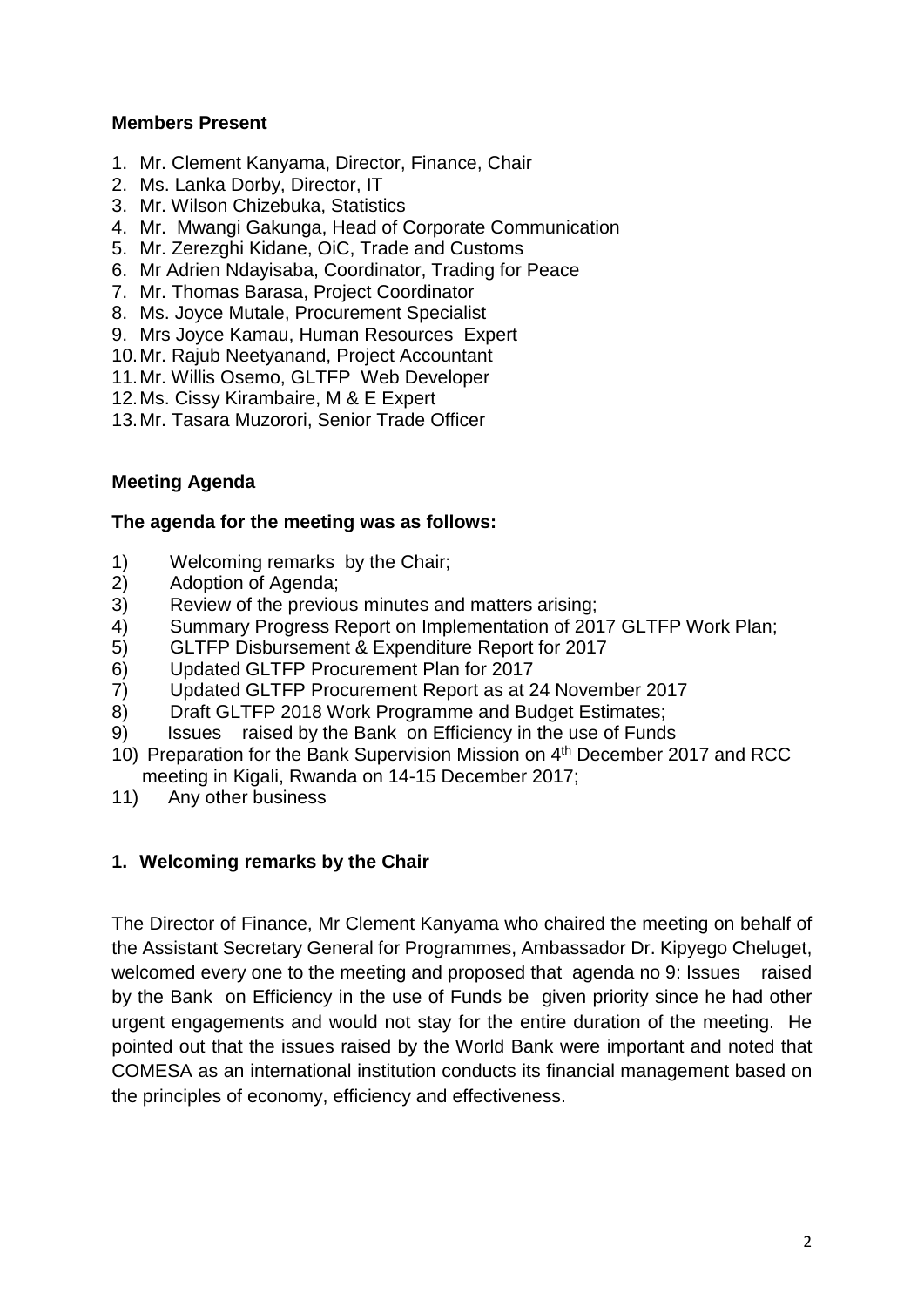**Members Present**

1. Mr. Clement Kanyama, Director, Finance, Chair
2. Ms. Lanka Dorby, Director, IT
3. Mr. Wilson Chizebuka, Statistics
4. Mr. Mwangi Gakunga, Head of Corporate Communication
5. Mr. Zerezghi Kidane, OiC, Trade and Customs
6. Mr Adrien Ndayisaba, Coordinator, Trading for Peace
7. Mr. Thomas Barasa, Project Coordinator
8. Ms. Joyce Mutale, Procurement Specialist
9. Mrs Joyce Kamau, Human Resources Expert
10. Mr. Rajub Neetyanand, Project Accountant
11. Mr. Willis Osemo, GLTFP Web Developer
12. Ms. Cissy Kirambaire, M & E Expert
13. Mr. Tasara Muzorori, Senior Trade Officer

**Meeting Agenda**

**The agenda for the meeting was as follows:**

1) Welcoming remarks by the Chair;
2) Adoption of Agenda;
3) Review of the previous minutes and matters arising;
4) Summary Progress Report on Implementation of 2017 GLTFP Work Plan;
5) GLTFP Disbursement & Expenditure Report for 2017
6) Updated GLTFP Procurement Plan for 2017
7) Updated GLTFP Procurement Report as at 24 November 2017
8) Draft GLTFP 2018 Work Programme and Budget Estimates;
9) Issues raised by the Bank on Efficiency in the use of Funds
10) Preparation for the Bank Supervision Mission on 4th December 2017 and RCC meeting in Kigali, Rwanda on 14-15 December 2017;
11) Any other business

## 1. Welcoming remarks by the Chair

The Director of Finance, Mr Clement Kanyama who chaired the meeting on behalf of the Assistant Secretary General for Programmes, Ambassador Dr. Kipyego Cheluget, welcomed every one to the meeting and proposed that agenda no 9: Issues raised by the Bank on Efficiency in the use of Funds be given priority since he had other urgent engagements and would not stay for the entire duration of the meeting. He pointed out that the issues raised by the World Bank were important and noted that COMESA as an international institution conducts its financial management based on the principles of economy, efficiency and effectiveness.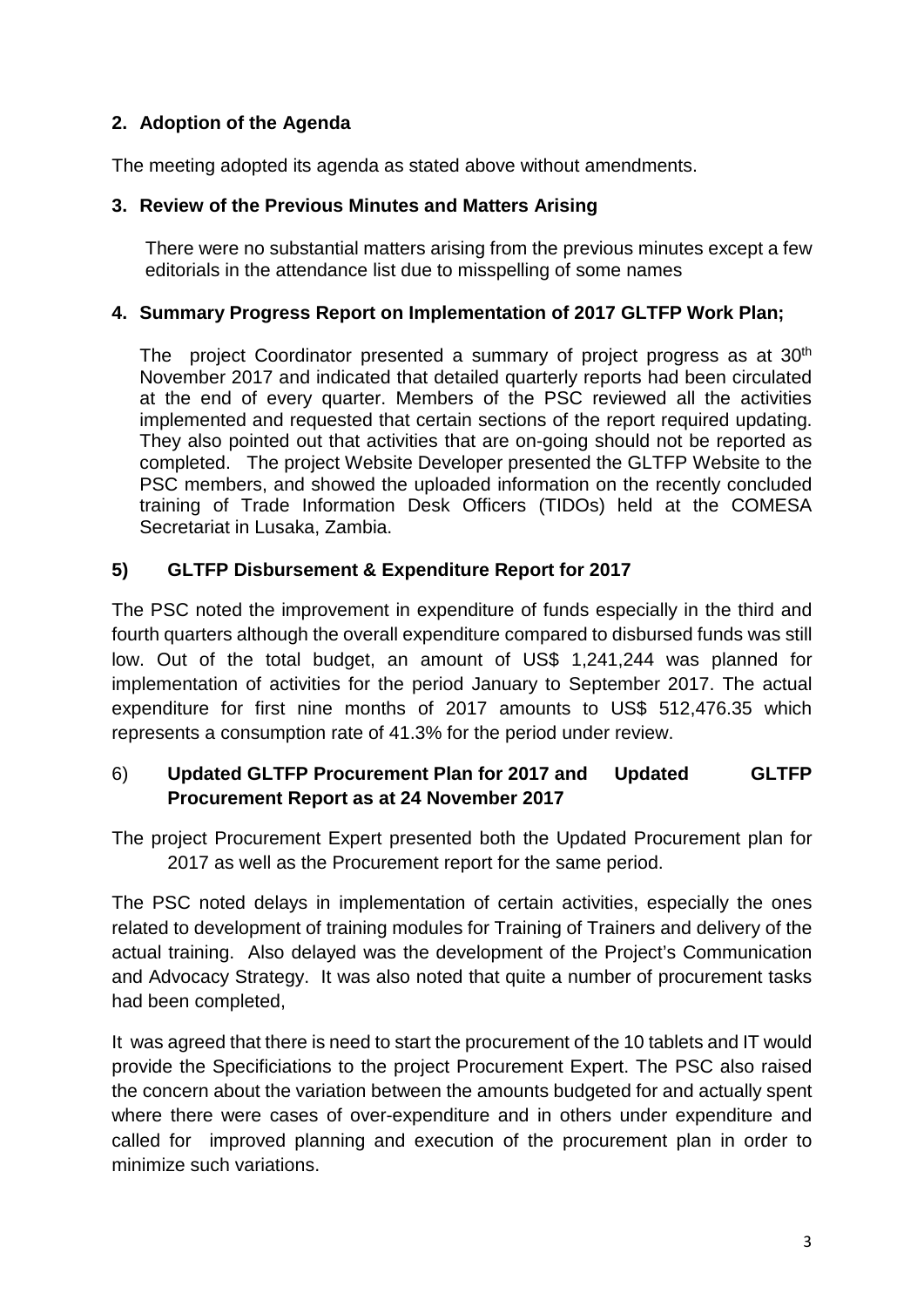## 2. Adoption of the Agenda

The meeting adopted its agenda as stated above without amendments.

## 3. Review of the Previous Minutes and Matters Arising

There were no substantial matters arising from the previous minutes except a few editorials in the attendance list due to misspelling of some names

## 4. Summary Progress Report on Implementation of 2017 GLTFP Work Plan;

The project Coordinator presented a summary of project progress as at 30th November 2017 and indicated that detailed quarterly reports had been circulated at the end of every quarter. Members of the PSC reviewed all the activities implemented and requested that certain sections of the report required updating. They also pointed out that activities that are on-going should not be reported as completed. The project Website Developer presented the GLTFP Website to the PSC members, and showed the uploaded information on the recently concluded training of Trade Information Desk Officers (TIDOs) held at the COMESA Secretariat in Lusaka, Zambia.

## 5) GLTFP Disbursement & Expenditure Report for 2017

The PSC noted the improvement in expenditure of funds especially in the third and fourth quarters although the overall expenditure compared to disbursed funds was still low. Out of the total budget, an amount of US$ 1,241,244 was planned for implementation of activities for the period January to September 2017. The actual expenditure for first nine months of 2017 amounts to US$ 512,476.35 which represents a consumption rate of 41.3% for the period under review.

## 6) Updated GLTFP Procurement Plan for 2017 and Updated GLTFP Procurement Report as at 24 November 2017

The project Procurement Expert presented both the Updated Procurement plan for 2017 as well as the Procurement report for the same period.

The PSC noted delays in implementation of certain activities, especially the ones related to development of training modules for Training of Trainers and delivery of the actual training. Also delayed was the development of the Project's Communication and Advocacy Strategy. It was also noted that quite a number of procurement tasks had been completed,

It was agreed that there is need to start the procurement of the 10 tablets and IT would provide the Specificiations to the project Procurement Expert. The PSC also raised the concern about the variation between the amounts budgeted for and actually spent where there were cases of over-expenditure and in others under expenditure and called for improved planning and execution of the procurement plan in order to minimize such variations.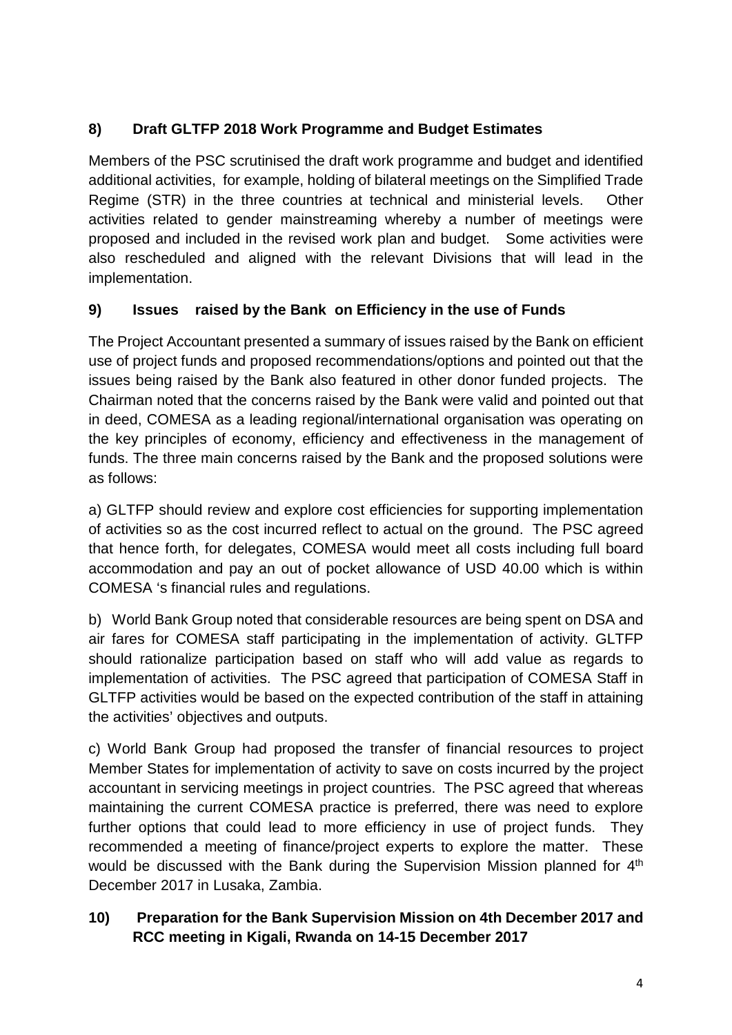**8) Draft GLTFP 2018 Work Programme and Budget Estimates**

Members of the PSC scrutinised the draft work programme and budget and identified additional activities, for example, holding of bilateral meetings on the Simplified Trade Regime (STR) in the three countries at technical and ministerial levels. Other activities related to gender mainstreaming whereby a number of meetings were proposed and included in the revised work plan and budget. Some activities were also rescheduled and aligned with the relevant Divisions that will lead in the implementation.

**9) Issues raised by the Bank on Efficiency in the use of Funds**

The Project Accountant presented a summary of issues raised by the Bank on efficient use of project funds and proposed recommendations/options and pointed out that the issues being raised by the Bank also featured in other donor funded projects. The Chairman noted that the concerns raised by the Bank were valid and pointed out that in deed, COMESA as a leading regional/international organisation was operating on the key principles of economy, efficiency and effectiveness in the management of funds. The three main concerns raised by the Bank and the proposed solutions were as follows:

a) GLTFP should review and explore cost efficiencies for supporting implementation of activities so as the cost incurred reflect to actual on the ground. The PSC agreed that hence forth, for delegates, COMESA would meet all costs including full board accommodation and pay an out of pocket allowance of USD 40.00 which is within COMESA 's financial rules and regulations.

b) World Bank Group noted that considerable resources are being spent on DSA and air fares for COMESA staff participating in the implementation of activity. GLTFP should rationalize participation based on staff who will add value as regards to implementation of activities. The PSC agreed that participation of COMESA Staff in GLTFP activities would be based on the expected contribution of the staff in attaining the activities' objectives and outputs.

c) World Bank Group had proposed the transfer of financial resources to project Member States for implementation of activity to save on costs incurred by the project accountant in servicing meetings in project countries. The PSC agreed that whereas maintaining the current COMESA practice is preferred, there was need to explore further options that could lead to more efficiency in use of project funds. They recommended a meeting of finance/project experts to explore the matter. These would be discussed with the Bank during the Supervision Mission planned for 4th December 2017 in Lusaka, Zambia.

**10) Preparation for the Bank Supervision Mission on 4th December 2017 and RCC meeting in Kigali, Rwanda on 14-15 December 2017**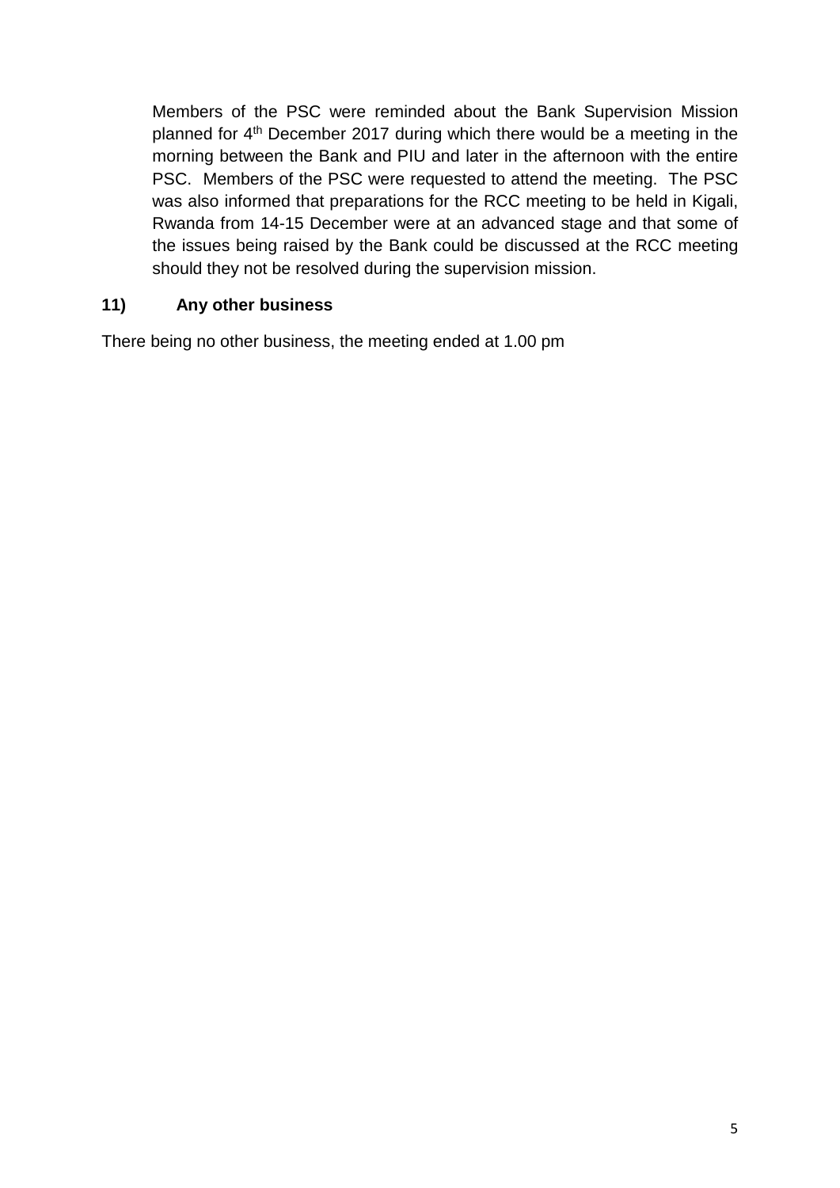Members of the PSC were reminded about the Bank Supervision Mission planned for 4th December 2017 during which there would be a meeting in the morning between the Bank and PIU and later in the afternoon with the entire PSC. Members of the PSC were requested to attend the meeting. The PSC was also informed that preparations for the RCC meeting to be held in Kigali, Rwanda from 14-15 December were at an advanced stage and that some of the issues being raised by the Bank could be discussed at the RCC meeting should they not be resolved during the supervision mission.

**11) Any other business**

There being no other business, the meeting ended at 1.00 pm